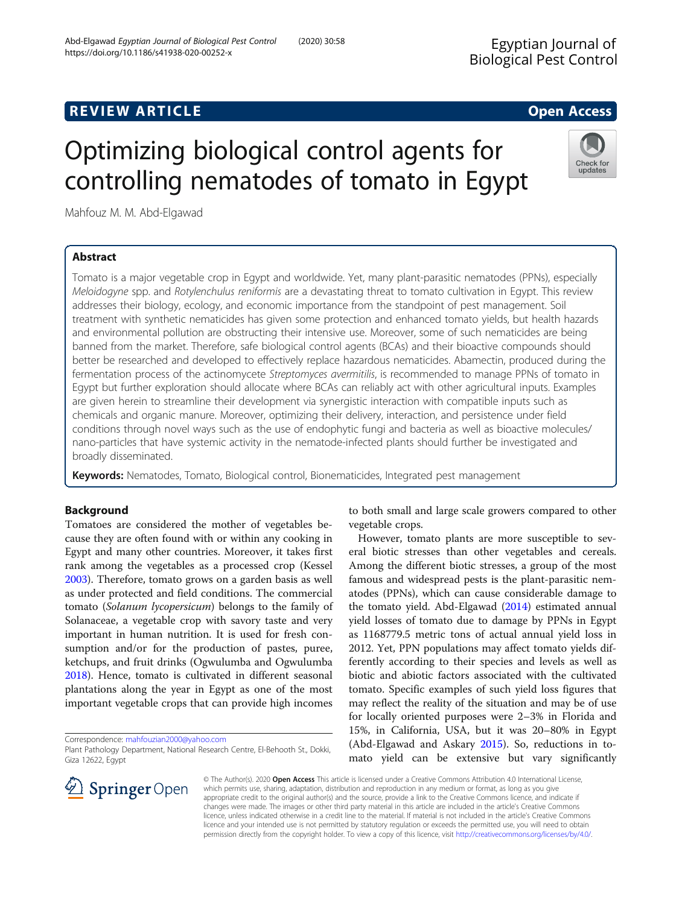# REVIEW ARTICLE

**Open Access**

# Optimizing biological control agents for controlling nematodes of tomato in Egypt

Mahfouz M. M. Abd-Elgawad

## Abstract

Tomato is a major vegetable crop in Egypt and worldwide. Yet, many plant-parasitic nematodes (PPNs), especially *Meloidogyne* spp. and *Rotylenchulus reniformis* are a devastating threat to tomato cultivation in Egypt. This review addresses their biology, ecology, and economic importance from the standpoint of pest management. Soil treatment with synthetic nematicides has given some protection and enhanced tomato yields, but health hazards and environmental pollution are obstructing their intensive use. Moreover, some of such nematicides are being banned from the market. Therefore, safe biological control agents (BCAs) and their bioactive compounds should better be researched and developed to effectively replace hazardous nematicides. Abamectin, produced during the fermentation process of the actinomycete *Streptomyces avermitilis*, is recommended to manage PPNs of tomato in Egypt but further exploration should allocate where BCAs can reliably act with other agricultural inputs. Examples are given herein to streamline their development via synergistic interaction with compatible inputs such as chemicals and organic manure. Moreover, optimizing their delivery, interaction, and persistence under field conditions through novel ways such as the use of endophytic fungi and bacteria as well as bioactive molecules/nano-particles that have systemic activity in the nematode-infected plants should further be investigated and broadly disseminated.

**Keywords:** Nematodes, Tomato, Biological control, Bionematicides, Integrated pest management

## Background

Tomatoes are considered the mother of vegetables because they are often found with or within any cooking in Egypt and many other countries. Moreover, it takes first rank among the vegetables as a processed crop (Kessel 2003). Therefore, tomato grows on a garden basis as well as under protected and field conditions. The commercial tomato (*Solanum lycopersicum*) belongs to the family of Solanaceae, a vegetable crop with savory taste and very important in human nutrition. It is used for fresh consumption and/or for the production of pastes, puree, ketchups, and fruit drinks (Ogwulumba and Ogwulumba 2018). Hence, tomato is cultivated in different seasonal plantations along the year in Egypt as one of the most important vegetable crops that can provide high incomes to both small and large scale growers compared to other vegetable crops.

However, tomato plants are more susceptible to several biotic stresses than other vegetables and cereals. Among the different biotic stresses, a group of the most famous and widespread pests is the plant-parasitic nematodes (PPNs), which can cause considerable damage to the tomato yield. Abd-Elgawad (2014) estimated annual yield losses of tomato due to damage by PPNs in Egypt as 1168779.5 metric tons of actual annual yield loss in 2012. Yet, PPN populations may affect tomato yields differently according to their species and levels as well as biotic and abiotic factors associated with the cultivated tomato. Specific examples of such yield loss figures that may reflect the reality of the situation and may be of use for locally oriented purposes were 2–3% in Florida and 15%, in California, USA, but it was 20–80% in Egypt (Abd-Elgawad and Askary 2015). So, reductions in tomato yield can be extensive but vary significantly

Correspondence: mahfouzian2000@yahoo.com
Plant Pathology Department, National Research Centre, El-Behooth St., Dokki, Giza 12622, Egypt

© The Author(s). 2020 **Open Access** This article is licensed under a Creative Commons Attribution 4.0 International License, which permits use, sharing, adaptation, distribution and reproduction in any medium or format, as long as you give appropriate credit to the original author(s) and the source, provide a link to the Creative Commons licence, and indicate if changes were made. The images or other third party material in this article are included in the article's Creative Commons licence, unless indicated otherwise in a credit line to the material. If material is not included in the article's Creative Commons licence and your intended use is not permitted by statutory regulation or exceeds the permitted use, you will need to obtain permission directly from the copyright holder. To view a copy of this licence, visit http://creativecommons.org/licenses/by/4.0/.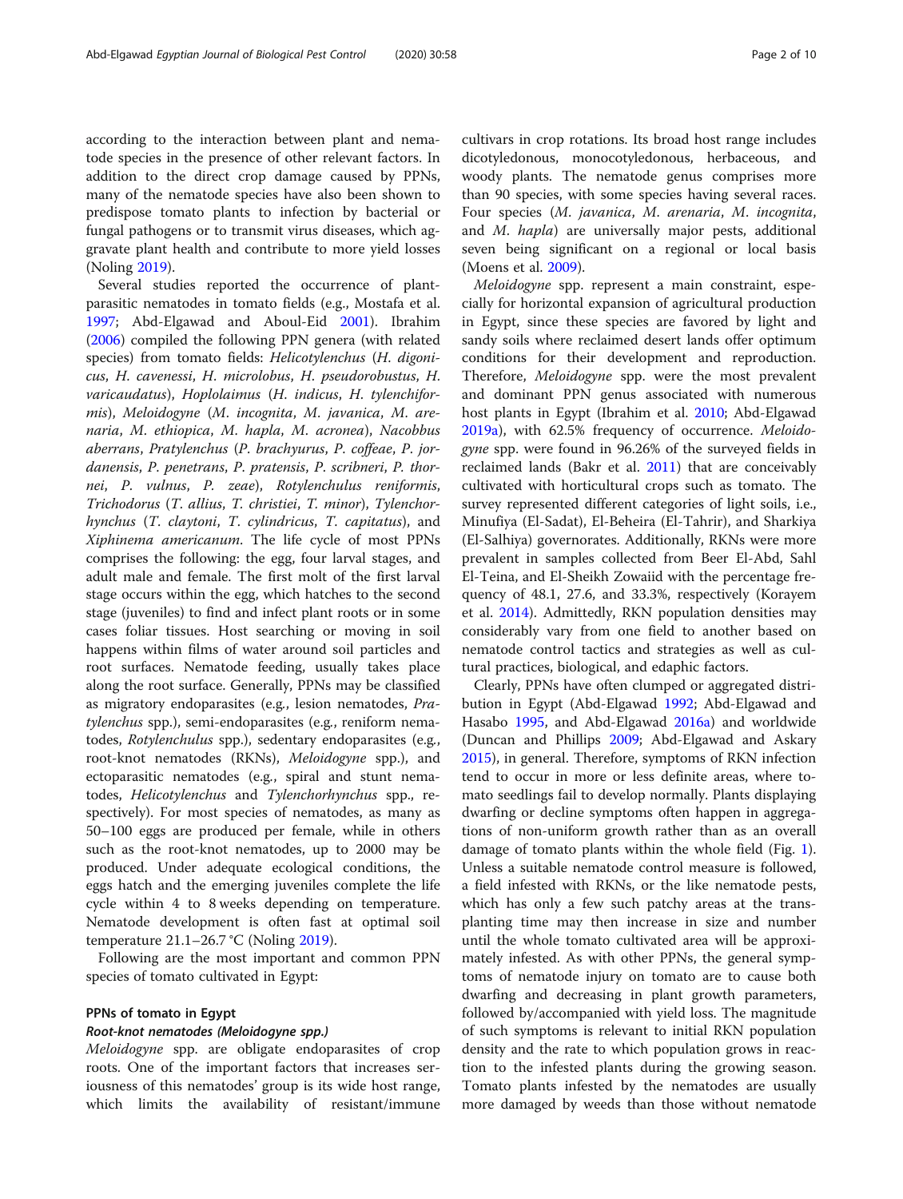according to the interaction between plant and nematode species in the presence of other relevant factors. In addition to the direct crop damage caused by PPNs, many of the nematode species have also been shown to predispose tomato plants to infection by bacterial or fungal pathogens or to transmit virus diseases, which aggravate plant health and contribute to more yield losses (Noling 2019).

Several studies reported the occurrence of plant-parasitic nematodes in tomato fields (e.g., Mostafa et al. 1997; Abd-Elgawad and Aboul-Eid 2001). Ibrahim (2006) compiled the following PPN genera (with related species) from tomato fields: *Helicotylenchus* (*H. digonicus*, *H. cavenessi*, *H. microlobus*, *H. pseudorobustus*, *H. varicaudatus*), *Hoplolaimus* (*H. indicus*, *H. tylenchiformis*), *Meloidogyne* (*M. incognita*, *M. javanica*, *M. arenaria*, *M. ethiopica*, *M. hapla*, *M. acronea*), *Nacobbus aberrans*, *Pratylenchus* (*P. brachyurus*, *P. coffeae*, *P. jordanensis*, *P. penetrans*, *P. pratensis*, *P. scribneri*, *P. thornei*, *P. vulnus*, *P. zeae*), *Rotylenchulus reniformis*, *Trichodorus* (*T. allius*, *T. christiei*, *T. minor*), *Tylenchorhynchus* (*T. claytoni*, *T. cylindricus*, *T. capitatus*), and *Xiphinema americanum*. The life cycle of most PPNs comprises the following: the egg, four larval stages, and adult male and female. The first molt of the first larval stage occurs within the egg, which hatches to the second stage (juveniles) to find and infect plant roots or in some cases foliar tissues. Host searching or moving in soil happens within films of water around soil particles and root surfaces. Nematode feeding, usually takes place along the root surface. Generally, PPNs may be classified as migratory endoparasites (e.g., lesion nematodes, *Pratylenchus* spp.), semi-endoparasites (e.g., reniform nematodes, *Rotylenchulus* spp.), sedentary endoparasites (e.g., root-knot nematodes (RKNs), *Meloidogyne* spp.), and ectoparasitic nematodes (e.g., spiral and stunt nematodes, *Helicotylenchus* and *Tylenchorhynchus* spp., respectively). For most species of nematodes, as many as 50–100 eggs are produced per female, while in others such as the root-knot nematodes, up to 2000 may be produced. Under adequate ecological conditions, the eggs hatch and the emerging juveniles complete the life cycle within 4 to 8 weeks depending on temperature. Nematode development is often fast at optimal soil temperature 21.1–26.7 °C (Noling 2019).

Following are the most important and common PPN species of tomato cultivated in Egypt:

## PPNs of tomato in Egypt

### *Root-knot nematodes (Meloidogyne spp.)*

*Meloidogyne* spp. are obligate endoparasites of crop roots. One of the important factors that increases seriousness of this nematodes' group is its wide host range, which limits the availability of resistant/immune cultivars in crop rotations. Its broad host range includes dicotyledonous, monocotyledonous, herbaceous, and woody plants. The nematode genus comprises more than 90 species, with some species having several races. Four species (*M. javanica*, *M. arenaria*, *M. incognita*, and *M. hapla*) are universally major pests, additional seven being significant on a regional or local basis (Moens et al. 2009).

*Meloidogyne* spp. represent a main constraint, especially for horizontal expansion of agricultural production in Egypt, since these species are favored by light and sandy soils where reclaimed desert lands offer optimum conditions for their development and reproduction. Therefore, *Meloidogyne* spp. were the most prevalent and dominant PPN genus associated with numerous host plants in Egypt (Ibrahim et al. 2010; Abd-Elgawad 2019a), with 62.5% frequency of occurrence. *Meloidogyne* spp. were found in 96.26% of the surveyed fields in reclaimed lands (Bakr et al. 2011) that are conceivably cultivated with horticultural crops such as tomato. The survey represented different categories of light soils, i.e., Minufiya (El-Sadat), El-Beheira (El-Tahrir), and Sharkiya (El-Salhiya) governorates. Additionally, RKNs were more prevalent in samples collected from Beer El-Abd, Sahl El-Teina, and El-Sheikh Zowaiid with the percentage frequency of 48.1, 27.6, and 33.3%, respectively (Korayem et al. 2014). Admittedly, RKN population densities may considerably vary from one field to another based on nematode control tactics and strategies as well as cultural practices, biological, and edaphic factors.

Clearly, PPNs have often clumped or aggregated distribution in Egypt (Abd-Elgawad 1992; Abd-Elgawad and Hasabo 1995, and Abd-Elgawad 2016a) and worldwide (Duncan and Phillips 2009; Abd-Elgawad and Askary 2015), in general. Therefore, symptoms of RKN infection tend to occur in more or less definite areas, where tomato seedlings fail to develop normally. Plants displaying dwarfing or decline symptoms often happen in aggregations of non-uniform growth rather than as an overall damage of tomato plants within the whole field (Fig. 1). Unless a suitable nematode control measure is followed, a field infested with RKNs, or the like nematode pests, which has only a few such patchy areas at the transplanting time may then increase in size and number until the whole tomato cultivated area will be approximately infested. As with other PPNs, the general symptoms of nematode injury on tomato are to cause both dwarfing and decreasing in plant growth parameters, followed by/accompanied with yield loss. The magnitude of such symptoms is relevant to initial RKN population density and the rate to which population grows in reaction to the infested plants during the growing season. Tomato plants infested by the nematodes are usually more damaged by weeds than those without nematode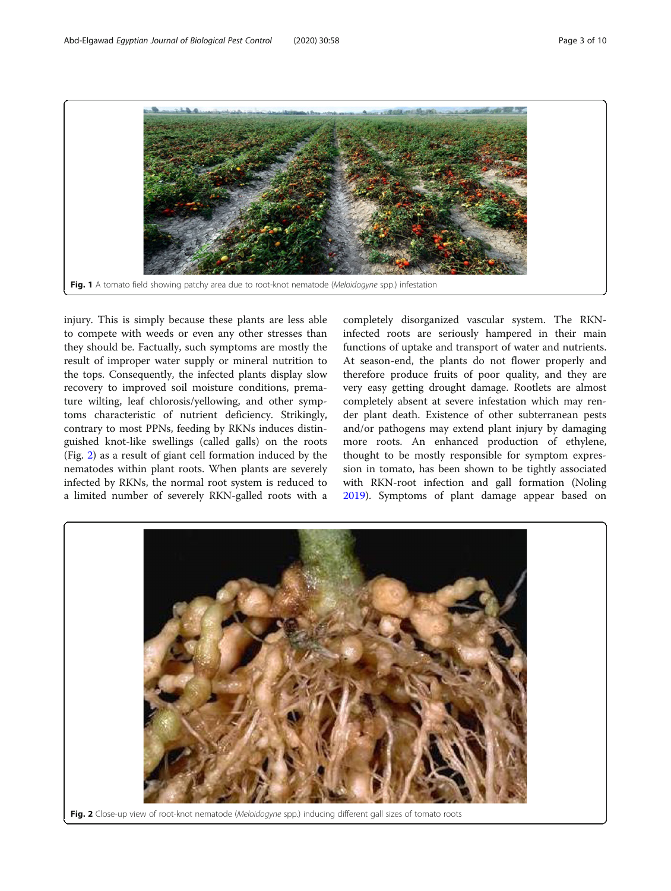Fig. 1 A tomato field showing patchy area due to root-knot nematode (*Meloidogyne* spp.) infestation

injury. This is simply because these plants are less able to compete with weeds or even any other stresses than they should be. Factually, such symptoms are mostly the result of improper water supply or mineral nutrition to the tops. Consequently, the infected plants display slow recovery to improved soil moisture conditions, premature wilting, leaf chlorosis/yellowing, and other symptoms characteristic of nutrient deficiency. Strikingly, contrary to most PPNs, feeding by RKNs induces distinguished knot-like swellings (called galls) on the roots (Fig. 2) as a result of giant cell formation induced by the nematodes within plant roots. When plants are severely infected by RKNs, the normal root system is reduced to a limited number of severely RKN-galled roots with a completely disorganized vascular system. The RKN-infected roots are seriously hampered in their main functions of uptake and transport of water and nutrients. At season-end, the plants do not flower properly and therefore produce fruits of poor quality, and they are very easy getting drought damage. Rootlets are almost completely absent at severe infestation which may render plant death. Existence of other subterranean pests and/or pathogens may extend plant injury by damaging more roots. An enhanced production of ethylene, thought to be mostly responsible for symptom expression in tomato, has been shown to be tightly associated with RKN-root infection and gall formation (Noling 2019). Symptoms of plant damage appear based on

Fig. 2 Close-up view of root-knot nematode (*Meloidogyne* spp.) inducing different gall sizes of tomato roots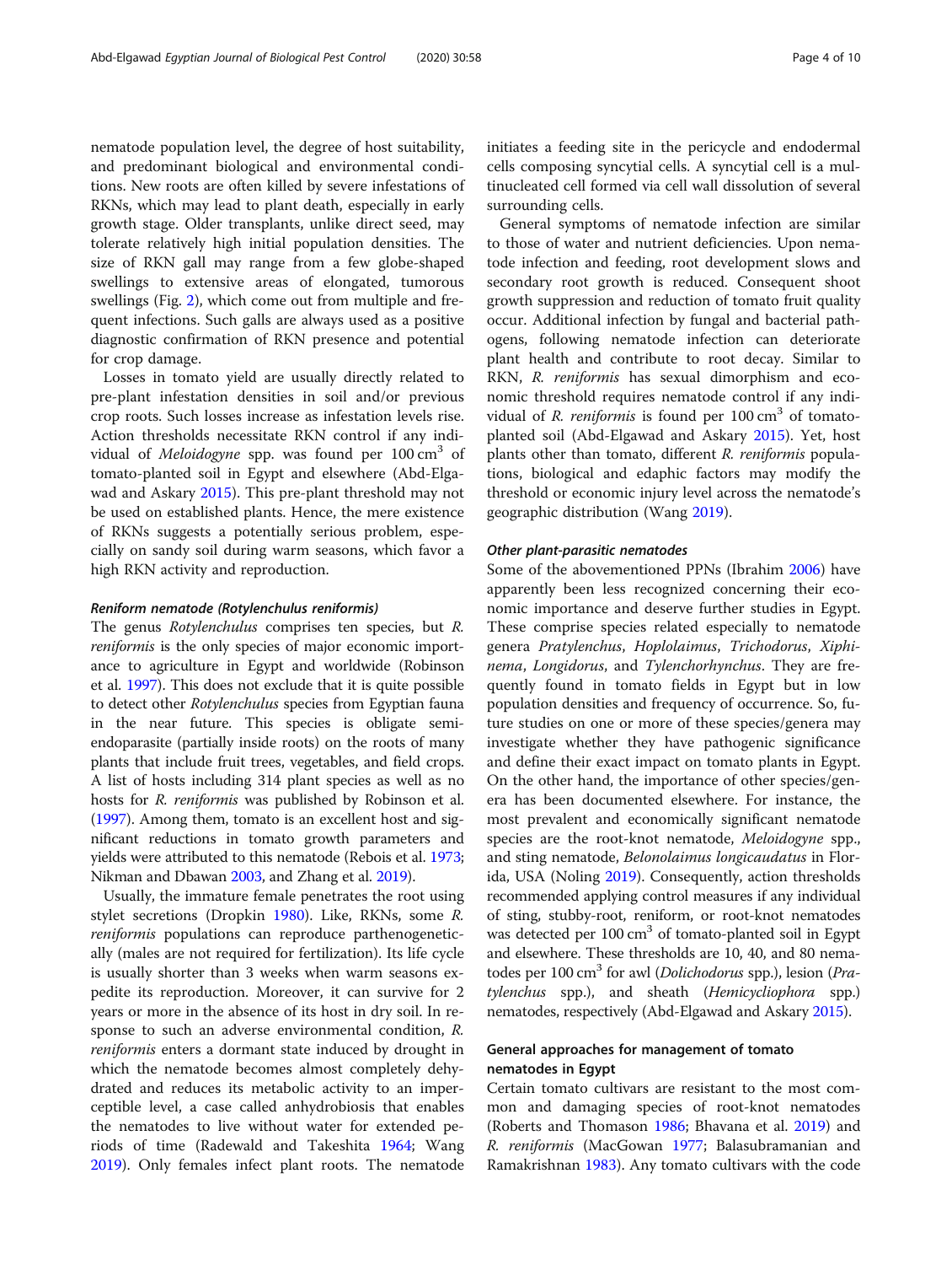nematode population level, the degree of host suitability, and predominant biological and environmental conditions. New roots are often killed by severe infestations of RKNs, which may lead to plant death, especially in early growth stage. Older transplants, unlike direct seed, may tolerate relatively high initial population densities. The size of RKN gall may range from a few globe-shaped swellings to extensive areas of elongated, tumorous swellings (Fig. 2), which come out from multiple and frequent infections. Such galls are always used as a positive diagnostic confirmation of RKN presence and potential for crop damage.

Losses in tomato yield are usually directly related to pre-plant infestation densities in soil and/or previous crop roots. Such losses increase as infestation levels rise. Action thresholds necessitate RKN control if any individual of *Meloidogyne* spp. was found per 100 $cm^3$ of tomato-planted soil in Egypt and elsewhere (Abd-Elgawad and Askary 2015). This pre-plant threshold may not be used on established plants. Hence, the mere existence of RKNs suggests a potentially serious problem, especially on sandy soil during warm seasons, which favor a high RKN activity and reproduction.

#### *Reniform nematode (Rotylenchulus reniformis)*

The genus *Rotylenchulus* comprises ten species, but *R. reniformis* is the only species of major economic importance to agriculture in Egypt and worldwide (Robinson et al. 1997). This does not exclude that it is quite possible to detect other *Rotylenchulus* species from Egyptian fauna in the near future. This species is obligate semi-endoparasite (partially inside roots) on the roots of many plants that include fruit trees, vegetables, and field crops. A list of hosts including 314 plant species as well as no hosts for *R. reniformis* was published by Robinson et al. (1997). Among them, tomato is an excellent host and significant reductions in tomato growth parameters and yields were attributed to this nematode (Rebois et al. 1973; Nikman and Dbawan 2003, and Zhang et al. 2019).

Usually, the immature female penetrates the root using stylet secretions (Dropkin 1980). Like, RKNs, some *R. reniformis* populations can reproduce parthenogenetically (males are not required for fertilization). Its life cycle is usually shorter than 3 weeks when warm seasons expedite its reproduction. Moreover, it can survive for 2 years or more in the absence of its host in dry soil. In response to such an adverse environmental condition, *R. reniformis* enters a dormant state induced by drought in which the nematode becomes almost completely dehydrated and reduces its metabolic activity to an imperceptible level, a case called anhydrobiosis that enables the nematodes to live without water for extended periods of time (Radewald and Takeshita 1964; Wang 2019). Only females infect plant roots. The nematode initiates a feeding site in the pericycle and endodermal cells composing syncytial cells. A syncytial cell is a multinucleated cell formed via cell wall dissolution of several surrounding cells.

General symptoms of nematode infection are similar to those of water and nutrient deficiencies. Upon nematode infection and feeding, root development slows and secondary root growth is reduced. Consequent shoot growth suppression and reduction of tomato fruit quality occur. Additional infection by fungal and bacterial pathogens, following nematode infection can deteriorate plant health and contribute to root decay. Similar to RKN, *R. reniformis* has sexual dimorphism and economic threshold requires nematode control if any individual of *R. reniformis* is found per 100 $cm^3$ of tomato-planted soil (Abd-Elgawad and Askary 2015). Yet, host plants other than tomato, different *R. reniformis* populations, biological and edaphic factors may modify the threshold or economic injury level across the nematode's geographic distribution (Wang 2019).

#### *Other plant-parasitic nematodes*

Some of the abovementioned PPNs (Ibrahim 2006) have apparently been less recognized concerning their economic importance and deserve further studies in Egypt. These comprise species related especially to nematode genera *Pratylenchus*, *Hoplolaimus*, *Trichodorus*, *Xiphinema*, *Longidorus*, and *Tylenchorhynchus*. They are frequently found in tomato fields in Egypt but in low population densities and frequency of occurrence. So, future studies on one or more of these species/genera may investigate whether they have pathogenic significance and define their exact impact on tomato plants in Egypt. On the other hand, the importance of other species/genera has been documented elsewhere. For instance, the most prevalent and economically significant nematode species are the root-knot nematode, *Meloidogyne* spp., and sting nematode, *Belonolaimus longicaudatus* in Florida, USA (Noling 2019). Consequently, action thresholds recommended applying control measures if any individual of sting, stubby-root, reniform, or root-knot nematodes was detected per 100 $cm^3$ of tomato-planted soil in Egypt and elsewhere. These thresholds are 10, 40, and 80 nematodes per 100 $cm^3$ for awl (*Dolichodorus* spp.), lesion (*Pratylenchus* spp.), and sheath (*Hemicycliophora* spp.) nematodes, respectively (Abd-Elgawad and Askary 2015).

### General approaches for management of tomato nematodes in Egypt

Certain tomato cultivars are resistant to the most common and damaging species of root-knot nematodes (Roberts and Thomason 1986; Bhavana et al. 2019) and *R. reniformis* (MacGowan 1977; Balasubramanian and Ramakrishnan 1983). Any tomato cultivars with the code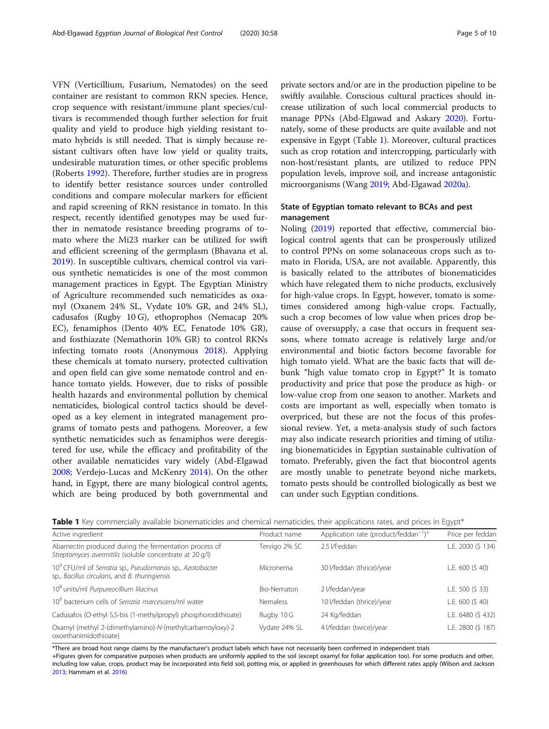VFN (Verticillium, Fusarium, Nematodes) on the seed container are resistant to common RKN species. Hence, crop sequence with resistant/immune plant species/cultivars is recommended though further selection for fruit quality and yield to produce high yielding resistant tomato hybrids is still needed. That is simply because resistant cultivars often have low yield or quality traits, undesirable maturation times, or other specific problems (Roberts 1992). Therefore, further studies are in progress to identify better resistance sources under controlled conditions and compare molecular markers for efficient and rapid screening of RKN resistance in tomato. In this respect, recently identified genotypes may be used further in nematode resistance breeding programs of tomato where the Mi23 marker can be utilized for swift and efficient screening of the germplasm (Bhavana et al. 2019). In susceptible cultivars, chemical control via various synthetic nematicides is one of the most common management practices in Egypt. The Egyptian Ministry of Agriculture recommended such nematicides as oxamyl (Oxanem 24% SL, Vydate 10% GR, and 24% SL), cadusafos (Rugby 10 G), ethoprophos (Nemacap 20% EC), fenamiphos (Dento 40% EC, Fenatode 10% GR), and fosthiazate (Nemathorin 10% GR) to control RKNs infecting tomato roots (Anonymous 2018). Applying these chemicals at tomato nursery, protected cultivation and open field can give some nematode control and enhance tomato yields. However, due to risks of possible health hazards and environmental pollution by chemical nematicides, biological control tactics should be developed as a key element in integrated management programs of tomato pests and pathogens. Moreover, a few synthetic nematicides such as fenamiphos were deregistered for use, while the efficacy and profitability of the other available nematicides vary widely (Abd-Elgawad 2008; Verdejo-Lucas and McKenry 2014). On the other hand, in Egypt, there are many biological control agents, which are being produced by both governmental and private sectors and/or are in the production pipeline to be swiftly available. Conscious cultural practices should increase utilization of such local commercial products to manage PPNs (Abd-Elgawad and Askary 2020). Fortunately, some of these products are quite available and not expensive in Egypt (Table 1). Moreover, cultural practices such as crop rotation and intercropping, particularly with non-host/resistant plants, are utilized to reduce PPN population levels, improve soil, and increase antagonistic microorganisms (Wang 2019; Abd-Elgawad 2020a).

## State of Egyptian tomato relevant to BCAs and pest management

Noling (2019) reported that effective, commercial biological control agents that can be prosperously utilized to control PPNs on some solanaceous crops such as tomato in Florida, USA, are not available. Apparently, this is basically related to the attributes of bionematicides which have relegated them to niche products, exclusively for high-value crops. In Egypt, however, tomato is sometimes considered among high-value crops. Factually, such a crop becomes of low value when prices drop because of oversupply, a case that occurs in frequent seasons, where tomato acreage is relatively large and/or environmental and biotic factors become favorable for high tomato yield. What are the basic facts that will debunk "high value tomato crop in Egypt?" It is tomato productivity and price that pose the produce as high- or low-value crop from one season to another. Markets and costs are important as well, especially when tomato is overpriced, but these are not the focus of this professional review. Yet, a meta-analysis study of such factors may also indicate research priorities and timing of utilizing bionematicides in Egyptian sustainable cultivation of tomato. Preferably, given the fact that biocontrol agents are mostly unable to penetrate beyond niche markets, tomato pests should be controlled biologically as best we can under such Egyptian conditions.

**Table 1** Key commercially available bionematicides and chemical nematicides, their applications rates, and prices in Egypt*

| Active ingredient | Product name | Application rate (product/feddan$^{-1}$)$^{+}$ | Price per feddan |
|---|---|---|---|
| Abamectin produced during the fermentation process of *Streptomyces avermitilis* (soluble concentrate at 20 g/l) | Tervigo 2% SC | 2.5 l/Feddan | L.E. 2000 ($ 134) |
| $10^9$ CFU/ml of *Serratia* sp., *Pseudomonas* sp., *Azotobacter* sp., *Bacillus circulans*, and *B. thuringiensis* | Micronema | 30 l/feddan (thrice)/year | L.E. 600 ($ 40) |
| $10^8$ units/ml *Purpureocillium lilacinus* | Bio-Nematon | 2 l/feddan/year | L.E. 500 ($ 33) |
| $10^9$ bacterium cells of *Serratia marcescens*/ml water | Nemaless | 10 l/feddan (thrice)/year | L.E. 600 ($ 40) |
| Cadusafos (O-ethyl S,S-bis (1-methylpropyl) phosphorodithioate) | Rugby 10 G | 24 Kg/feddan | L.E. 6480 ($ 432) |
| Oxamyl (methyl 2-(dimethylamino)-*N*-(methylcarbamoyloxy)-2 oxoethanimidothioate) | Vydate 24% SL | 4 l/feddan (twice)/year | L.E. 2800 ($ 187) |

*There are broad host range claims by the manufacturer's product labels which have not necessarily been confirmed in independent trials

+Figures given for comparative purposes when products are uniformly applied to the soil (except oxamyl for foliar application too). For some products and other, including low value, crops, product may be incorporated into field soil, potting mix, or applied in greenhouses for which different rates apply (Wilson and Jackson 2013; Hammam et al. 2016)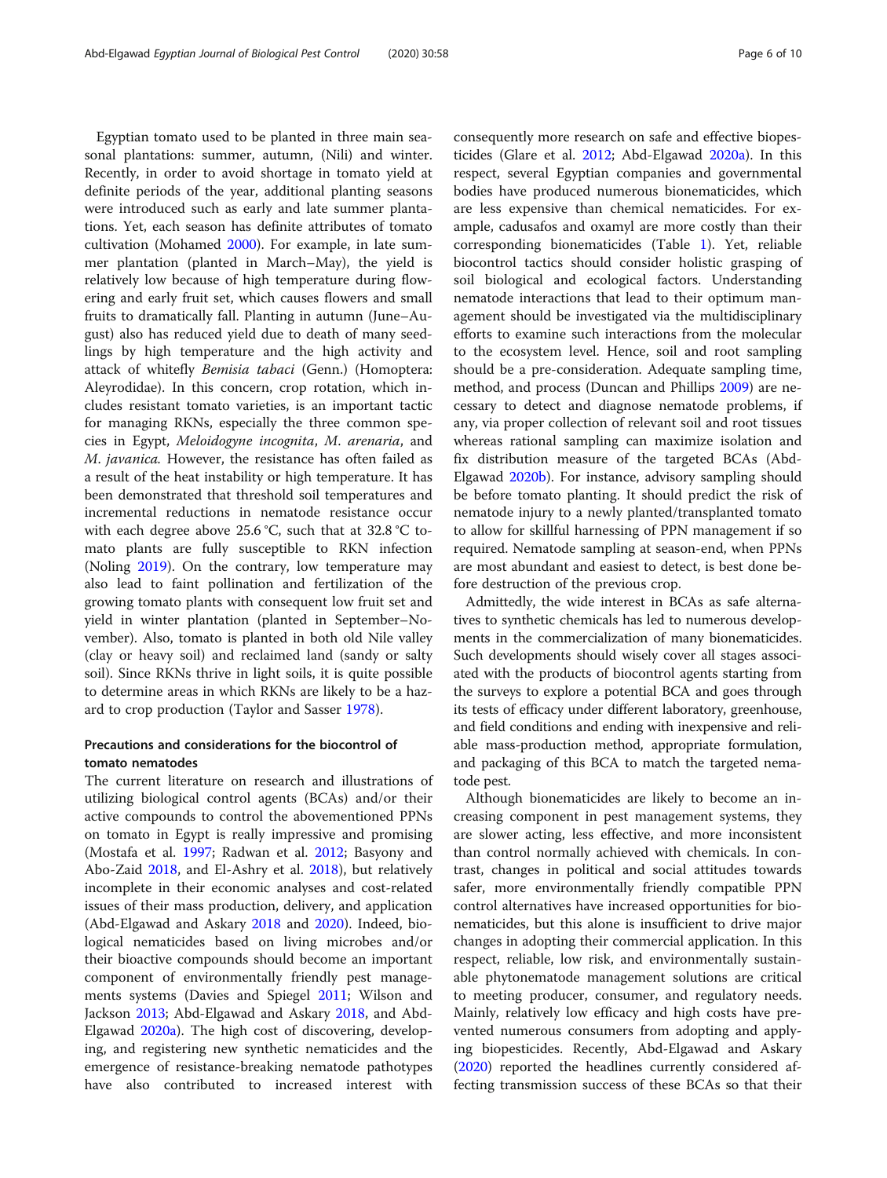Egyptian tomato used to be planted in three main seasonal plantations: summer, autumn, (Nili) and winter. Recently, in order to avoid shortage in tomato yield at definite periods of the year, additional planting seasons were introduced such as early and late summer plantations. Yet, each season has definite attributes of tomato cultivation (Mohamed 2000). For example, in late summer plantation (planted in March–May), the yield is relatively low because of high temperature during flowering and early fruit set, which causes flowers and small fruits to dramatically fall. Planting in autumn (June–August) also has reduced yield due to death of many seedlings by high temperature and the high activity and attack of whitefly *Bemisia tabaci* (Genn.) (Homoptera: Aleyrodidae). In this concern, crop rotation, which includes resistant tomato varieties, is an important tactic for managing RKNs, especially the three common species in Egypt, *Meloidogyne incognita*, *M. arenaria*, and *M. javanica*. However, the resistance has often failed as a result of the heat instability or high temperature. It has been demonstrated that threshold soil temperatures and incremental reductions in nematode resistance occur with each degree above 25.6 °C, such that at 32.8 °C tomato plants are fully susceptible to RKN infection (Noling 2019). On the contrary, low temperature may also lead to faint pollination and fertilization of the growing tomato plants with consequent low fruit set and yield in winter plantation (planted in September–November). Also, tomato is planted in both old Nile valley (clay or heavy soil) and reclaimed land (sandy or salty soil). Since RKNs thrive in light soils, it is quite possible to determine areas in which RKNs are likely to be a hazard to crop production (Taylor and Sasser 1978).

### Precautions and considerations for the biocontrol of tomato nematodes

The current literature on research and illustrations of utilizing biological control agents (BCAs) and/or their active compounds to control the abovementioned PPNs on tomato in Egypt is really impressive and promising (Mostafa et al. 1997; Radwan et al. 2012; Basyony and Abo-Zaid 2018, and El-Ashry et al. 2018), but relatively incomplete in their economic analyses and cost-related issues of their mass production, delivery, and application (Abd-Elgawad and Askary 2018 and 2020). Indeed, biological nematicides based on living microbes and/or their bioactive compounds should become an important component of environmentally friendly pest management systems (Davies and Spiegel 2011; Wilson and Jackson 2013; Abd-Elgawad and Askary 2018, and Abd-Elgawad 2020a). The high cost of discovering, developing, and registering new synthetic nematicides and the emergence of resistance-breaking nematode pathotypes have also contributed to increased interest with consequently more research on safe and effective biopesticides (Glare et al. 2012; Abd-Elgawad 2020a). In this respect, several Egyptian companies and governmental bodies have produced numerous bionematicides, which are less expensive than chemical nematicides. For example, cadusafos and oxamyl are more costly than their corresponding bionematicides (Table 1). Yet, reliable biocontrol tactics should consider holistic grasping of soil biological and ecological factors. Understanding nematode interactions that lead to their optimum management should be investigated via the multidisciplinary efforts to examine such interactions from the molecular to the ecosystem level. Hence, soil and root sampling should be a pre-consideration. Adequate sampling time, method, and process (Duncan and Phillips 2009) are necessary to detect and diagnose nematode problems, if any, via proper collection of relevant soil and root tissues whereas rational sampling can maximize isolation and fix distribution measure of the targeted BCAs (Abd-Elgawad 2020b). For instance, advisory sampling should be before tomato planting. It should predict the risk of nematode injury to a newly planted/transplanted tomato to allow for skillful harnessing of PPN management if so required. Nematode sampling at season-end, when PPNs are most abundant and easiest to detect, is best done before destruction of the previous crop.

Admittedly, the wide interest in BCAs as safe alternatives to synthetic chemicals has led to numerous developments in the commercialization of many bionematicides. Such developments should wisely cover all stages associated with the products of biocontrol agents starting from the surveys to explore a potential BCA and goes through its tests of efficacy under different laboratory, greenhouse, and field conditions and ending with inexpensive and reliable mass-production method, appropriate formulation, and packaging of this BCA to match the targeted nematode pest.

Although bionematicides are likely to become an increasing component in pest management systems, they are slower acting, less effective, and more inconsistent than control normally achieved with chemicals. In contrast, changes in political and social attitudes towards safer, more environmentally friendly compatible PPN control alternatives have increased opportunities for bionematicides, but this alone is insufficient to drive major changes in adopting their commercial application. In this respect, reliable, low risk, and environmentally sustainable phytonematode management solutions are critical to meeting producer, consumer, and regulatory needs. Mainly, relatively low efficacy and high costs have prevented numerous consumers from adopting and applying biopesticides. Recently, Abd-Elgawad and Askary (2020) reported the headlines currently considered affecting transmission success of these BCAs so that their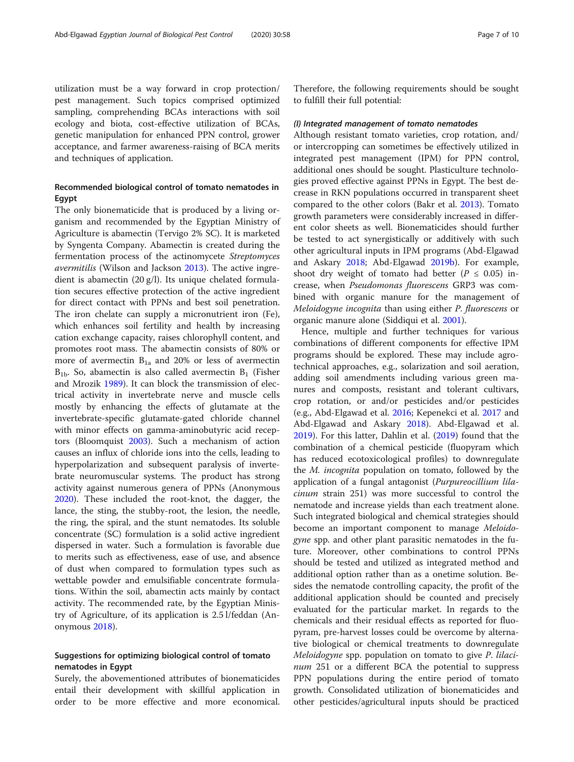utilization must be a way forward in crop protection/ pest management. Such topics comprised optimized sampling, comprehending BCAs interactions with soil ecology and biota, cost-effective utilization of BCAs, genetic manipulation for enhanced PPN control, grower acceptance, and farmer awareness-raising of BCA merits and techniques of application.

## Recommended biological control of tomato nematodes in Egypt

The only bionematicide that is produced by a living organism and recommended by the Egyptian Ministry of Agriculture is abamectin (Tervigo 2% SC). It is marketed by Syngenta Company. Abamectin is created during the fermentation process of the actinomycete *Streptomyces avermitilis* (Wilson and Jackson 2013). The active ingredient is abamectin (20 g/l). Its unique chelated formulation secures effective protection of the active ingredient for direct contact with PPNs and best soil penetration. The iron chelate can supply a micronutrient iron (Fe), which enhances soil fertility and health by increasing cation exchange capacity, raises chlorophyll content, and promotes root mass. The abamectin consists of 80% or more of avermectin $B_{1a}$ and 20% or less of avermectin $B_{1b}$. So, abamectin is also called avermectin $B_1$ (Fisher and Mrozik 1989). It can block the transmission of electrical activity in invertebrate nerve and muscle cells mostly by enhancing the effects of glutamate at the invertebrate-specific glutamate-gated chloride channel with minor effects on gamma-aminobutyric acid receptors (Bloomquist 2003). Such a mechanism of action causes an influx of chloride ions into the cells, leading to hyperpolarization and subsequent paralysis of invertebrate neuromuscular systems. The product has strong activity against numerous genera of PPNs (Anonymous 2020). These included the root-knot, the dagger, the lance, the sting, the stubby-root, the lesion, the needle, the ring, the spiral, and the stunt nematodes. Its soluble concentrate (SC) formulation is a solid active ingredient dispersed in water. Such a formulation is favorable due to merits such as effectiveness, ease of use, and absence of dust when compared to formulation types such as wettable powder and emulsifiable concentrate formulations. Within the soil, abamectin acts mainly by contact activity. The recommended rate, by the Egyptian Ministry of Agriculture, of its application is 2.5 l/feddan (Anonymous 2018).

## Suggestions for optimizing biological control of tomato nematodes in Egypt

Surely, the abovementioned attributes of bionematicides entail their development with skillful application in order to be more effective and more economical. Therefore, the following requirements should be sought to fulfill their full potential:

### *(I) Integrated management of tomato nematodes*

Although resistant tomato varieties, crop rotation, and/ or intercropping can sometimes be effectively utilized in integrated pest management (IPM) for PPN control, additional ones should be sought. Plasticulture technologies proved effective against PPNs in Egypt. The best decrease in RKN populations occurred in transparent sheet compared to the other colors (Bakr et al. 2013). Tomato growth parameters were considerably increased in different color sheets as well. Bionematicides should further be tested to act synergistically or additively with such other agricultural inputs in IPM programs (Abd-Elgawad and Askary 2018; Abd-Elgawad 2019b). For example, shoot dry weight of tomato had better ($P \leq 0.05$) increase, when *Pseudomonas fluorescens* GRP3 was combined with organic manure for the management of *Meloidogyne incognita* than using either *P. fluorescens* or organic manure alone (Siddiqui et al. 2001).

Hence, multiple and further techniques for various combinations of different components for effective IPM programs should be explored. These may include agro-technical approaches, e.g., solarization and soil aeration, adding soil amendments including various green manures and composts, resistant and tolerant cultivars, crop rotation, or and/or pesticides and/or pesticides (e.g., Abd-Elgawad et al. 2016; Kepenekci et al. 2017 and Abd-Elgawad and Askary 2018). Abd-Elgawad et al. 2019). For this latter, Dahlin et al. (2019) found that the combination of a chemical pesticide (fluopyram which has reduced ecotoxicological profiles) to downregulate the *M. incognita* population on tomato, followed by the application of a fungal antagonist (*Purpureocillium lilacinum* strain 251) was more successful to control the nematode and increase yields than each treatment alone. Such integrated biological and chemical strategies should become an important component to manage *Meloidogyne* spp. and other plant parasitic nematodes in the future. Moreover, other combinations to control PPNs should be tested and utilized as integrated method and additional option rather than as a onetime solution. Besides the nematode controlling capacity, the profit of the additional application should be counted and precisely evaluated for the particular market. In regards to the chemicals and their residual effects as reported for fluopyram, pre-harvest losses could be overcome by alternative biological or chemical treatments to downregulate *Meloidogyne* spp. population on tomato to give *P. lilacinum* 251 or a different BCA the potential to suppress PPN populations during the entire period of tomato growth. Consolidated utilization of bionematicides and other pesticides/agricultural inputs should be practiced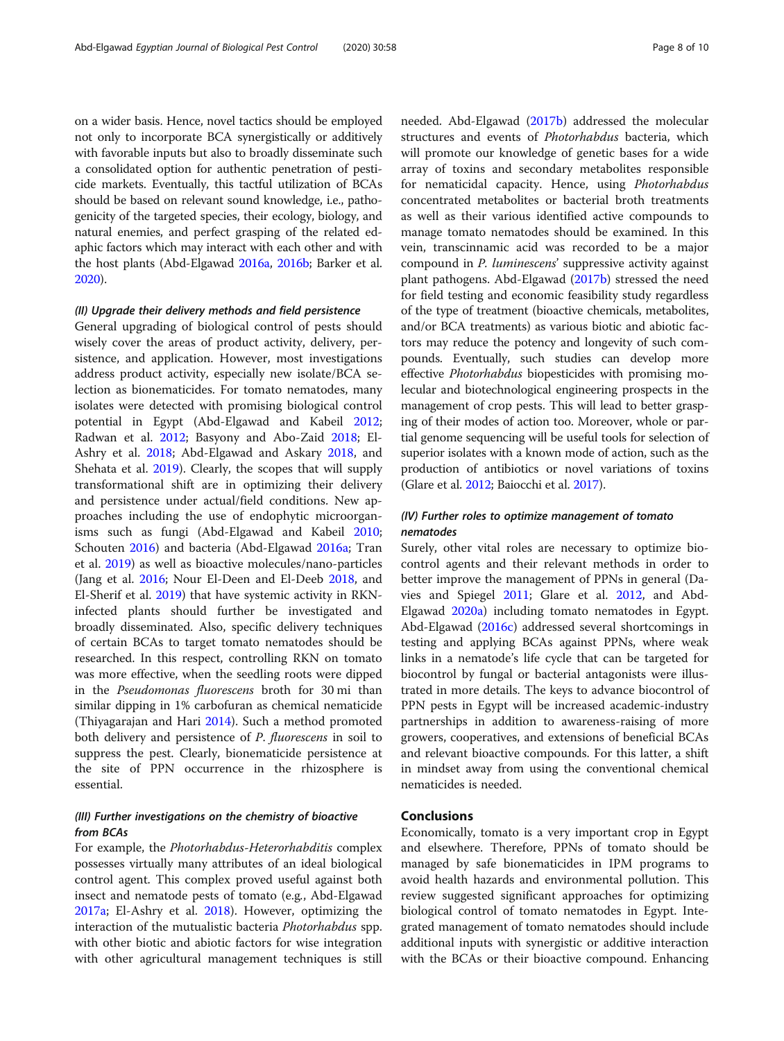on a wider basis. Hence, novel tactics should be employed not only to incorporate BCA synergistically or additively with favorable inputs but also to broadly disseminate such a consolidated option for authentic penetration of pesticide markets. Eventually, this tactful utilization of BCAs should be based on relevant sound knowledge, i.e., pathogenicity of the targeted species, their ecology, biology, and natural enemies, and perfect grasping of the related edaphic factors which may interact with each other and with the host plants (Abd-Elgawad 2016a, 2016b; Barker et al. 2020).

#### *(II) Upgrade their delivery methods and field persistence*

General upgrading of biological control of pests should wisely cover the areas of product activity, delivery, persistence, and application. However, most investigations address product activity, especially new isolate/BCA selection as bionematicides. For tomato nematodes, many isolates were detected with promising biological control potential in Egypt (Abd-Elgawad and Kabeil 2012; Radwan et al. 2012; Basyony and Abo-Zaid 2018; El-Ashry et al. 2018; Abd-Elgawad and Askary 2018, and Shehata et al. 2019). Clearly, the scopes that will supply transformational shift are in optimizing their delivery and persistence under actual/field conditions. New approaches including the use of endophytic microorganisms such as fungi (Abd-Elgawad and Kabeil 2010; Schouten 2016) and bacteria (Abd-Elgawad 2016a; Tran et al. 2019) as well as bioactive molecules/nano-particles (Jang et al. 2016; Nour El-Deen and El-Deeb 2018, and El-Sherif et al. 2019) that have systemic activity in RKN-infected plants should further be investigated and broadly disseminated. Also, specific delivery techniques of certain BCAs to target tomato nematodes should be researched. In this respect, controlling RKN on tomato was more effective, when the seedling roots were dipped in the *Pseudomonas fluorescens* broth for 30 mi than similar dipping in 1% carbofuran as chemical nematicide (Thiyagarajan and Hari 2014). Such a method promoted both delivery and persistence of *P. fluorescens* in soil to suppress the pest. Clearly, bionematicide persistence at the site of PPN occurrence in the rhizosphere is essential.

#### *(III) Further investigations on the chemistry of bioactive from BCAs*

For example, the *Photorhabdus-Heterorhabditis* complex possesses virtually many attributes of an ideal biological control agent. This complex proved useful against both insect and nematode pests of tomato (e.g., Abd-Elgawad 2017a; El-Ashry et al. 2018). However, optimizing the interaction of the mutualistic bacteria *Photorhabdus* spp. with other biotic and abiotic factors for wise integration with other agricultural management techniques is still needed. Abd-Elgawad (2017b) addressed the molecular structures and events of *Photorhabdus* bacteria, which will promote our knowledge of genetic bases for a wide array of toxins and secondary metabolites responsible for nematicidal capacity. Hence, using *Photorhabdus* concentrated metabolites or bacterial broth treatments as well as their various identified active compounds to manage tomato nematodes should be examined. In this vein, transcinnamic acid was recorded to be a major compound in *P. luminescens*' suppressive activity against plant pathogens. Abd-Elgawad (2017b) stressed the need for field testing and economic feasibility study regardless of the type of treatment (bioactive chemicals, metabolites, and/or BCA treatments) as various biotic and abiotic factors may reduce the potency and longevity of such compounds. Eventually, such studies can develop more effective *Photorhabdus* biopesticides with promising molecular and biotechnological engineering prospects in the management of crop pests. This will lead to better grasping of their modes of action too. Moreover, whole or partial genome sequencing will be useful tools for selection of superior isolates with a known mode of action, such as the production of antibiotics or novel variations of toxins (Glare et al. 2012; Baiocchi et al. 2017).

#### *(IV) Further roles to optimize management of tomato nematodes*

Surely, other vital roles are necessary to optimize biocontrol agents and their relevant methods in order to better improve the management of PPNs in general (Davies and Spiegel 2011; Glare et al. 2012, and Abd-Elgawad 2020a) including tomato nematodes in Egypt. Abd-Elgawad (2016c) addressed several shortcomings in testing and applying BCAs against PPNs, where weak links in a nematode's life cycle that can be targeted for biocontrol by fungal or bacterial antagonists were illustrated in more details. The keys to advance biocontrol of PPN pests in Egypt will be increased academic-industry partnerships in addition to awareness-raising of more growers, cooperatives, and extensions of beneficial BCAs and relevant bioactive compounds. For this latter, a shift in mindset away from using the conventional chemical nematicides is needed.

## Conclusions

Economically, tomato is a very important crop in Egypt and elsewhere. Therefore, PPNs of tomato should be managed by safe bionematicides in IPM programs to avoid health hazards and environmental pollution. This review suggested significant approaches for optimizing biological control of tomato nematodes in Egypt. Integrated management of tomato nematodes should include additional inputs with synergistic or additive interaction with the BCAs or their bioactive compound. Enhancing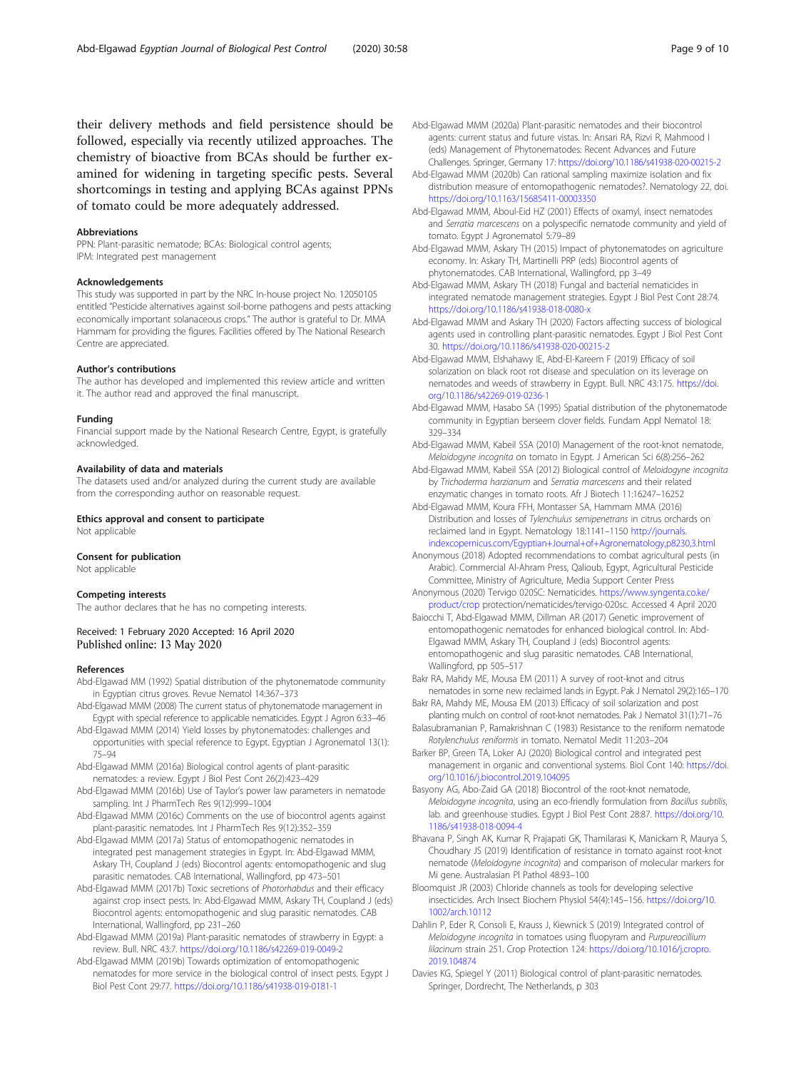their delivery methods and field persistence should be followed, especially via recently utilized approaches. The chemistry of bioactive from BCAs should be further examined for widening in targeting specific pests. Several shortcomings in testing and applying BCAs against PPNs of tomato could be more adequately addressed.

#### Abbreviations

PPN: Plant-parasitic nematode; BCAs: Biological control agents; IPM: Integrated pest management

#### Acknowledgements

This study was supported in part by the NRC In-house project No. 12050105 entitled "Pesticide alternatives against soil-borne pathogens and pests attacking economically important solanaceous crops." The author is grateful to Dr. MMA Hammam for providing the figures. Facilities offered by The National Research Centre are appreciated.

#### Author's contributions

The author has developed and implemented this review article and written it. The author read and approved the final manuscript.

#### Funding

Financial support made by the National Research Centre, Egypt, is gratefully acknowledged.

#### Availability of data and materials

The datasets used and/or analyzed during the current study are available from the corresponding author on reasonable request.

#### Ethics approval and consent to participate

Not applicable

#### Consent for publication

Not applicable

#### Competing interests

The author declares that he has no competing interests.

Received: 1 February 2020 Accepted: 16 April 2020
Published online: 13 May 2020

#### References

Abd-Elgawad MM (1992) Spatial distribution of the phytonematode community in Egyptian citrus groves. Revue Nematol 14:367–373

Abd-Elgawad MMM (2008) The current status of phytonematode management in Egypt with special reference to applicable nematicides. Egypt J Agron 6:33–46

Abd-Elgawad MMM (2014) Yield losses by phytonematodes: challenges and opportunities with special reference to Egypt. Egyptian J Agronematol 13(1): 75–94

Abd-Elgawad MMM (2016a) Biological control agents of plant-parasitic nematodes: a review. Egypt J Biol Pest Cont 26(2):423–429

Abd-Elgawad MMM (2016b) Use of Taylor's power law parameters in nematode sampling. Int J PharmTech Res 9(12):999–1004

Abd-Elgawad MMM (2016c) Comments on the use of biocontrol agents against plant-parasitic nematodes. Int J PharmTech Res 9(12):352–359

Abd-Elgawad MMM (2017a) Status of entomopathogenic nematodes in integrated pest management strategies in Egypt. In: Abd-Elgawad MMM, Askary TH, Coupland J (eds) Biocontrol agents: entomopathogenic and slug parasitic nematodes. CAB International, Wallingford, pp 473–501

Abd-Elgawad MMM (2017b) Toxic secretions of *Photorhabdus* and their efficacy against crop insect pests. In: Abd-Elgawad MMM, Askary TH, Coupland J (eds) Biocontrol agents: entomopathogenic and slug parasitic nematodes. CAB International, Wallingford, pp 231–260

Abd-Elgawad MMM (2019a) Plant-parasitic nematodes of strawberry in Egypt: a review. Bull. NRC 43:7. https://doi.org/10.1186/s42269-019-0049-2

Abd-Elgawad MMM (2019b) Towards optimization of entomopathogenic nematodes for more service in the biological control of insect pests. Egypt J Biol Pest Cont 29:77. https://doi.org/10.1186/s41938-019-0181-1

Abd-Elgawad MMM (2020a) Plant-parasitic nematodes and their biocontrol agents: current status and future vistas. In: Ansari RA, Rizvi R, Mahmood I (eds) Management of Phytonematodes: Recent Advances and Future Challenges. Springer, Germany 17: https://doi.org/10.1186/s41938-020-00215-2

Abd-Elgawad MMM (2020b) Can rational sampling maximize isolation and fix distribution measure of entomopathogenic nematodes?. Nematology 22, doi. https://doi.org/10.1163/15685411-00003350

Abd-Elgawad MMM, Aboul-Eid HZ (2001) Effects of oxamyl, insect nematodes and *Serratia marcescens* on a polyspecific nematode community and yield of tomato. Egypt J Agronematol 5:79–89

Abd-Elgawad MMM, Askary TH (2015) Impact of phytonematodes on agriculture economy. In: Askary TH, Martinelli PRP (eds) Biocontrol agents of phytonematodes. CAB International, Wallingford, pp 3–49

Abd-Elgawad MMM, Askary TH (2018) Fungal and bacterial nematicides in integrated nematode management strategies. Egypt J Biol Pest Cont 28:74. https://doi.org/10.1186/s41938-018-0080-x

Abd-Elgawad MMM and Askary TH (2020) Factors affecting success of biological agents used in controlling plant-parasitic nematodes. Egypt J Biol Pest Cont 30. https://doi.org/10.1186/s41938-020-00215-2

Abd-Elgawad MMM, Elshahawy IE, Abd-El-Kareem F (2019) Efficacy of soil solarization on black root rot disease and speculation on its leverage on nematodes and weeds of strawberry in Egypt. Bull. NRC 43:175. https://doi.org/10.1186/s42269-019-0236-1

Abd-Elgawad MMM, Hasabo SA (1995) Spatial distribution of the phytonematode community in Egyptian berseem clover fields. Fundam Appl Nematol 18: 329–334

Abd-Elgawad MMM, Kabeil SSA (2010) Management of the root-knot nematode, *Meloidogyne incognita* on tomato in Egypt. J American Sci 6(8):256–262

Abd-Elgawad MMM, Kabeil SSA (2012) Biological control of *Meloidogyne incognita* by *Trichoderma harzianum* and *Serratia marcescens* and their related enzymatic changes in tomato roots. Afr J Biotech 11:16247–16252

Abd-Elgawad MMM, Koura FFH, Montasser SA, Hammam MMA (2016) Distribution and losses of *Tylenchulus semipenetrans* in citrus orchards on reclaimed land in Egypt. Nematology 18:1141–1150 http://journals.indexcopernicus.com/Egyptian+Journal+of+Agronematology,p8230,3.html

Anonymous (2018) Adopted recommendations to combat agricultural pests (in Arabic). Commercial Al-Ahram Press, Qalioub, Egypt, Agricultural Pesticide Committee, Ministry of Agriculture, Media Support Center Press

Anonymous (2020) Tervigo 020SC: Nematicides. https://www.syngenta.co.ke/product/crop protection/nematicides/tervigo-020sc. Accessed 4 April 2020

Baiocchi T, Abd-Elgawad MMM, Dillman AR (2017) Genetic improvement of entomopathogenic nematodes for enhanced biological control. In: Abd-Elgawad MMM, Askary TH, Coupland J (eds) Biocontrol agents: entomopathogenic and slug parasitic nematodes. CAB International, Wallingford, pp 505–517

Bakr RA, Mahdy ME, Mousa EM (2011) A survey of root-knot and citrus nematodes in some new reclaimed lands in Egypt. Pak J Nematol 29(2):165–170

Bakr RA, Mahdy ME, Mousa EM (2013) Efficacy of soil solarization and post planting mulch on control of root-knot nematodes. Pak J Nematol 31(1):71–76

Balasubramanian P, Ramakrishnan C (1983) Resistance to the reniform nematode *Rotylenchulus reniformis* in tomato. Nematol Medit 11:203–204

Barker BP, Green TA, Loker AJ (2020) Biological control and integrated pest management in organic and conventional systems. Biol Cont 140: https://doi.org/10.1016/j.biocontrol.2019.104095

Basyony AG, Abo-Zaid GA (2018) Biocontrol of the root-knot nematode, *Meloidogyne incognita*, using an eco-friendly formulation from *Bacillus subtilis*, lab. and greenhouse studies. Egypt J Biol Pest Cont 28:87. https://doi.org/10.1186/s41938-018-0094-4

Bhavana P, Singh AK, Kumar R, Prajapati GK, Thamilarasi K, Manickam R, Maurya S, Choudhary JS (2019) Identification of resistance in tomato against root-knot nematode (*Meloidogyne incognita*) and comparison of molecular markers for Mi gene. Australasian Pl Pathol 48:93–100

Bloomquist JR (2003) Chloride channels as tools for developing selective insecticides. Arch Insect Biochem Physiol 54(4):145–156. https://doi.org/10.1002/arch.10112

Dahlin P, Eder R, Consoli E, Krauss J, Kiewnick S (2019) Integrated control of *Meloidogyne incognita* in tomatoes using fluopyram and *Purpureocillium lilacinum* strain 251. Crop Protection 124: https://doi.org/10.1016/j.cropro.2019.104874

Davies KG, Spiegel Y (2011) Biological control of plant-parasitic nematodes. Springer, Dordrecht, The Netherlands, p 303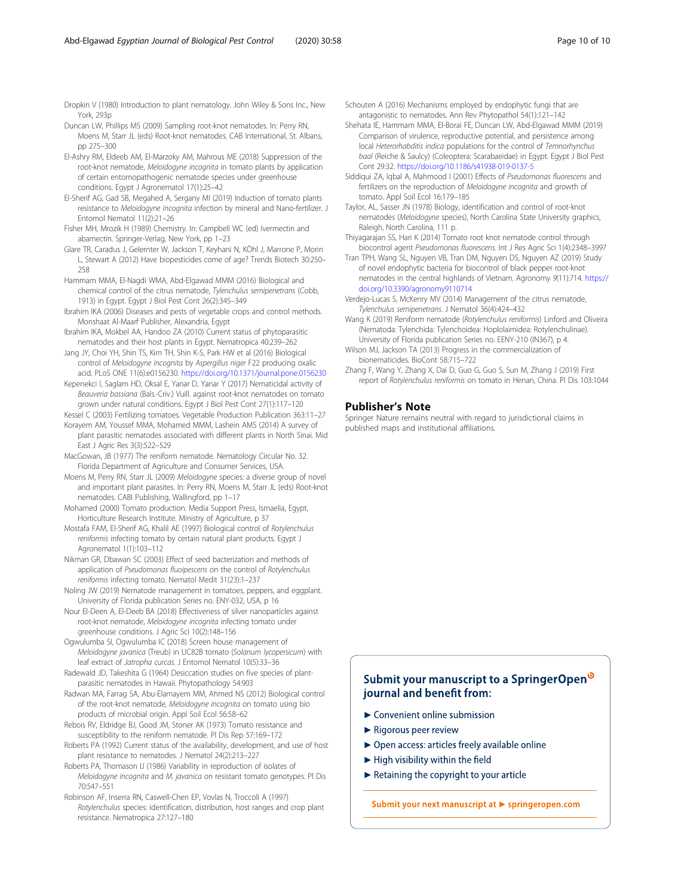Dropkin V (1980) Introduction to plant nematology. John Wiley & Sons Inc., New York, 293p

Duncan LW, Phillips MS (2009) Sampling root-knot nematodes. In: Perry RN, Moens M, Starr JL (eds) Root-knot nematodes. CAB International, St. Albans, pp 275–300

El-Ashry RM, Eldeeb AM, El-Marzoky AM, Mahrous ME (2018) Suppression of the root-knot nematode, *Meloidogyne incognita* in tomato plants by application of certain entomopathogenic nematode species under greenhouse conditions. Egypt J Agronematol 17(1):25–42

El-Sherif AG, Gad SB, Megahed A, Sergany MI (2019) Induction of tomato plants resistance to *Meloidogyne incognita* infection by mineral and Nano-fertilizer. J Entomol Nematol 11(2):21–26

Fisher MH, Mrozik H (1989) Chemistry. In: Campbell WC (ed) Ivermectin and abamectin. Springer-Verlag, New York, pp 1–23

Glare TR, Caradus J, Gelernter W, Jackson T, Keyhani N, KÖhl J, Marrone P, Morin L, Stewart A (2012) Have biopesticides come of age? Trends Biotech 30:250–258

Hammam MMA, El-Nagdi WMA, Abd-Elgawad MMM (2016) Biological and chemical control of the citrus nematode, *Tylenchulus semipenetrans* (Cobb, 1913) in Egypt. Egypt J Biol Pest Cont 26(2):345–349

Ibrahim IKA (2006) Diseases and pests of vegetable crops and control methods. Monshaat Al-Maarf Publisher, Alexandria, Egypt

Ibrahim IKA, Mokbel AA, Handoo ZA (2010) Current status of phytoparasitic nematodes and their host plants in Egypt. Nematropica 40:239–262

Jang JY, Choi YH, Shin TS, Kim TH, Shin K-S, Park HW et al (2016) Biological control of *Meloidogyne incognita* by *Aspergillus niger* F22 producing oxalic acid. PLoS ONE 11(6):e0156230. https://doi.org/10.1371/journal.pone.0156230

Kepenekci I, Saglam HD, Oksal E, Yanar D, Yanar Y (2017) Nematicidal activity of *Beauveria bassiana* (Bals.-Criv.) Vuill. against root-knot nematodes on tomato grown under natural conditions. Egypt J Biol Pest Cont 27(1):117–120

Kessel C (2003) Fertilizing tomatoes. Vegetable Production Publication 363:11–27

Korayem AM, Youssef MMA, Mohamed MMM, Lashein AMS (2014) A survey of plant parasitic nematodes associated with different plants in North Sinai. Mid East J Agric Res 3(3):522–529

MacGowan, JB (1977) The reniform nematode. Nematology Circular No. 32. Florida Department of Agriculture and Consumer Services, USA.

Moens M, Perry RN, Starr JL (2009) *Meloidogyne* species: a diverse group of novel and important plant parasites. In: Perry RN, Moens M, Starr JL (eds) Root-knot nematodes. CABI Publishing, Wallingford, pp 1–17

Mohamed (2000) Tomato production. Media Support Press, Ismaelia, Egypt, Horticulture Research Institute. Ministry of Agriculture, p 37

Mostafa FAM, El-Sherif AG, Khalil AE (1997) Biological control of *Rotylenchulus reniformis* infecting tomato by certain natural plant products. Egypt J Agronematol 1(1):103–112

Nikman GR, Dbawan SC (2003) Effect of seed bacterization and methods of application of *Pseudomonas fluoipescens* on the control of *Rotylenchulus reniformis* infecting tomato. Nematol Medit 31(23):1–237

Noling JW (2019) Nematode management in tomatoes, peppers, and eggplant. University of Florida publication Series no. ENY-032, USA, p 16

Nour El-Deen A, El-Deeb BA (2018) Effectiveness of silver nanoparticles against root-knot nematode, *Meloidogyne incognita* infecting tomato under greenhouse conditions. J Agric Sci 10(2):148–156

Ogwulumba SI, Ogwulumba IC (2018) Screen house management of *Meloidogyne javanica* (Treub) in UC82B tomato (*Solanum lycopersicum*) with leaf extract of *Jatropha curcas*. J Entomol Nematol 10(5):33–36

Radewald JD, Takeshita G (1964) Desiccation studies on five species of plant-parasitic nematodes in Hawaii. Phytopathology 54:903

Radwan MA, Farrag SA, Abu-Elamayem MM, Ahmed NS (2012) Biological control of the root-knot nematode, *Meloidogyne incognita* on tomato using bio products of microbial origin. Appl Soil Ecol 56:58–62

Rebois RV, Eldridge BJ, Good JM, Stoner AK (1973) Tomato resistance and susceptibility to the reniform nematode. Pl Dis Rep 57:169–172

Roberts PA (1992) Current status of the availability, development, and use of host plant resistance to nematodes. J Nematol 24(2):213–227

Roberts PA, Thomason IJ (1986) Variability in reproduction of isolates of *Meloidogyne incognita* and *M. javanica* on resistant tomato genotypes. Pl Dis 70:547–551

Robinson AF, Inserra RN, Caswell-Chen EP, Vovlas N, Troccoli A (1997) *Rotylenchulus* species: identification, distribution, host ranges and crop plant resistance. Nematropica 27:127–180

Schouten A (2016) Mechanisms employed by endophytic fungi that are antagonistic to nematodes. Ann Rev Phytopathol 54(1):121–142

Shehata IE, Hammam MMA, El-Borai FE, Duncan LW, Abd-Elgawad MMM (2019) Comparison of virulence, reproductive potential, and persistence among local *Heterorhabditis indica* populations for the control of *Temnorhynchus baal* (Reiche & Saulcy) (Coleoptera: Scarabaeidae) in Egypt. Egypt J Biol Pest Cont 29:32. https://doi.org/10.1186/s41938-019-0137-5

Siddiqui ZA, Iqbal A, Mahmood I (2001) Effects of *Pseudomonas fluorescens* and fertilizers on the reproduction of *Meloidogyne incognita* and growth of tomato. Appl Soil Ecol 16:179–185

Taylor, AL, Sasser JN (1978) Biology, identification and control of root-knot nematodes (*Meloidogyne* species), North Carolina State University graphics, Raleigh, North Carolina, 111 p.

Thiyagarajan SS, Hari K (2014) Tomato root knot nematode control through biocontrol agent *Pseudomonas fluorescens*. Int J Res Agric Sci 1(4):2348–3997

Tran TPH, Wang SL, Nguyen VB, Tran DM, Nguyen DS, Nguyen AZ (2019) Study of novel endophytic bacteria for biocontrol of black pepper root-knot nematodes in the central highlands of Vietnam. Agronomy 9(11):714. https://doi.org/10.3390/agronomy9110714

Verdejo-Lucas S, McKenry MV (2014) Management of the citrus nematode, *Tylenchulus semipenetrans*. J Nematol 36(4):424–432

Wang K (2019) Reniform nematode (*Rotylenchulus reniformis*) Linford and Oliveira (Nematoda: Tylenchida: Tylenchoidea: Hoplolaimidea: Rotylenchulinae). University of Florida publication Series no. EENY-210 (IN367), p 4.

Wilson MJ, Jackson TA (2013) Progress in the commercialization of bionematicides. BioCont 58:715–722

Zhang F, Wang Y, Zhang X, Dai D, Guo G, Guo S, Sun M, Zhang J (2019) First report of *Rotylenchulus reniformis* on tomato in Henan, China. Pl Dis 103:1044

## Publisher's Note

Springer Nature remains neutral with regard to jurisdictional claims in published maps and institutional affiliations.

**Submit your manuscript to a SpringerOpen journal and benefit from:**

- Convenient online submission
- Rigorous peer review
- Open access: articles freely available online
- High visibility within the field
- Retaining the copyright to your article

Submit your next manuscript at ▶ springeropen.com